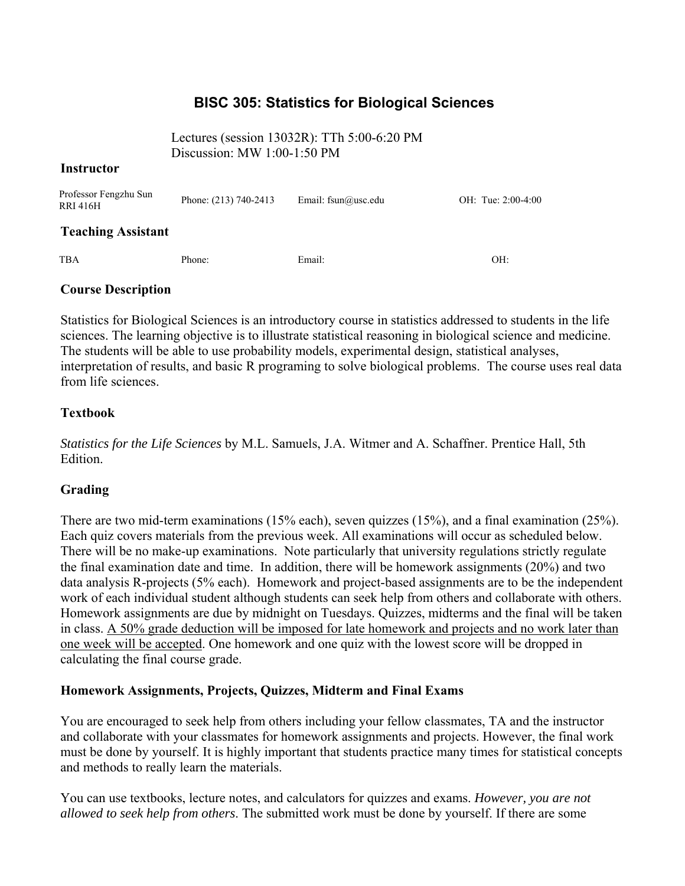# BISC 305: Statistics for Biological Sciences

Lectures (session 13032R): TTh 5:00-6:20 PM
Discussion: MW 1:00-1:50 PM

### Instructor

| Professor Fengzhu Sun RRI 416H | Phone: (213) 740-2413 | Email: fsun@usc.edu | OH: Tue: 2:00-4:00 |
|---|---|---|---|

### Teaching Assistant

| TBA | Phone: | Email: | OH: |
|---|---|---|---|

### Course Description

Statistics for Biological Sciences is an introductory course in statistics addressed to students in the life sciences. The learning objective is to illustrate statistical reasoning in biological science and medicine. The students will be able to use probability models, experimental design, statistical analyses, interpretation of results, and basic R programing to solve biological problems. The course uses real data from life sciences.

### Textbook

*Statistics for the Life Sciences* by M.L. Samuels, J.A. Witmer and A. Schaffner. Prentice Hall, 5th Edition.

### Grading

There are two mid-term examinations (15% each), seven quizzes (15%), and a final examination (25%). Each quiz covers materials from the previous week. All examinations will occur as scheduled below. There will be no make-up examinations. Note particularly that university regulations strictly regulate the final examination date and time. In addition, there will be homework assignments (20%) and two data analysis R-projects (5% each). Homework and project-based assignments are to be the independent work of each individual student although students can seek help from others and collaborate with others. Homework assignments are due by midnight on Tuesdays. Quizzes, midterms and the final will be taken in class. <u>A 50% grade deduction will be imposed for late homework and projects and no work later than one week will be accepted</u>. One homework and one quiz with the lowest score will be dropped in calculating the final course grade.

### Homework Assignments, Projects, Quizzes, Midterm and Final Exams

You are encouraged to seek help from others including your fellow classmates, TA and the instructor and collaborate with your classmates for homework assignments and projects. However, the final work must be done by yourself. It is highly important that students practice many times for statistical concepts and methods to really learn the materials.

You can use textbooks, lecture notes, and calculators for quizzes and exams. *However, you are not allowed to seek help from others*. The submitted work must be done by yourself. If there are some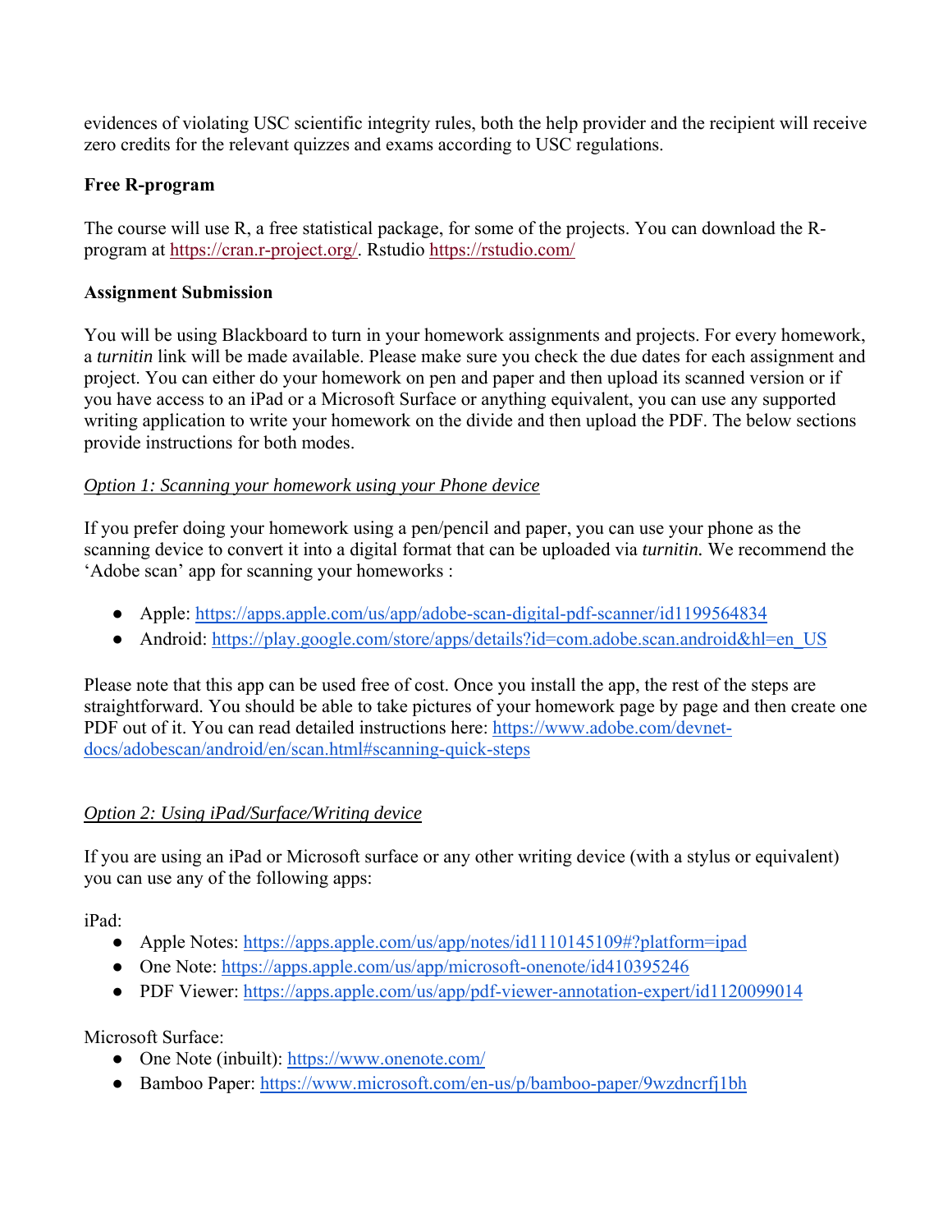evidences of violating USC scientific integrity rules, both the help provider and the recipient will receive zero credits for the relevant quizzes and exams according to USC regulations.

**Free R-program**

The course will use R, a free statistical package, for some of the projects. You can download the R-program at https://cran.r-project.org/. Rstudio https://rstudio.com/

**Assignment Submission**

You will be using Blackboard to turn in your homework assignments and projects. For every homework, a *turnitin* link will be made available. Please make sure you check the due dates for each assignment and project. You can either do your homework on pen and paper and then upload its scanned version or if you have access to an iPad or a Microsoft Surface or anything equivalent, you can use any supported writing application to write your homework on the divide and then upload the PDF. The below sections provide instructions for both modes.

*Option 1: Scanning your homework using your Phone device*

If you prefer doing your homework using a pen/pencil and paper, you can use your phone as the scanning device to convert it into a digital format that can be uploaded via *turnitin.* We recommend the 'Adobe scan' app for scanning your homeworks :

- Apple: https://apps.apple.com/us/app/adobe-scan-digital-pdf-scanner/id1199564834
- Android: https://play.google.com/store/apps/details?id=com.adobe.scan.android&hl=en_US

Please note that this app can be used free of cost. Once you install the app, the rest of the steps are straightforward. You should be able to take pictures of your homework page by page and then create one PDF out of it. You can read detailed instructions here: https://www.adobe.com/devnet-docs/adobescan/android/en/scan.html#scanning-quick-steps

*Option 2: Using iPad/Surface/Writing device*

If you are using an iPad or Microsoft surface or any other writing device (with a stylus or equivalent) you can use any of the following apps:

iPad:

- Apple Notes: https://apps.apple.com/us/app/notes/id1110145109#?platform=ipad
- One Note: https://apps.apple.com/us/app/microsoft-onenote/id410395246
- PDF Viewer: https://apps.apple.com/us/app/pdf-viewer-annotation-expert/id1120099014

Microsoft Surface:

- One Note (inbuilt): https://www.onenote.com/
- Bamboo Paper: https://www.microsoft.com/en-us/p/bamboo-paper/9wzdncrfj1bh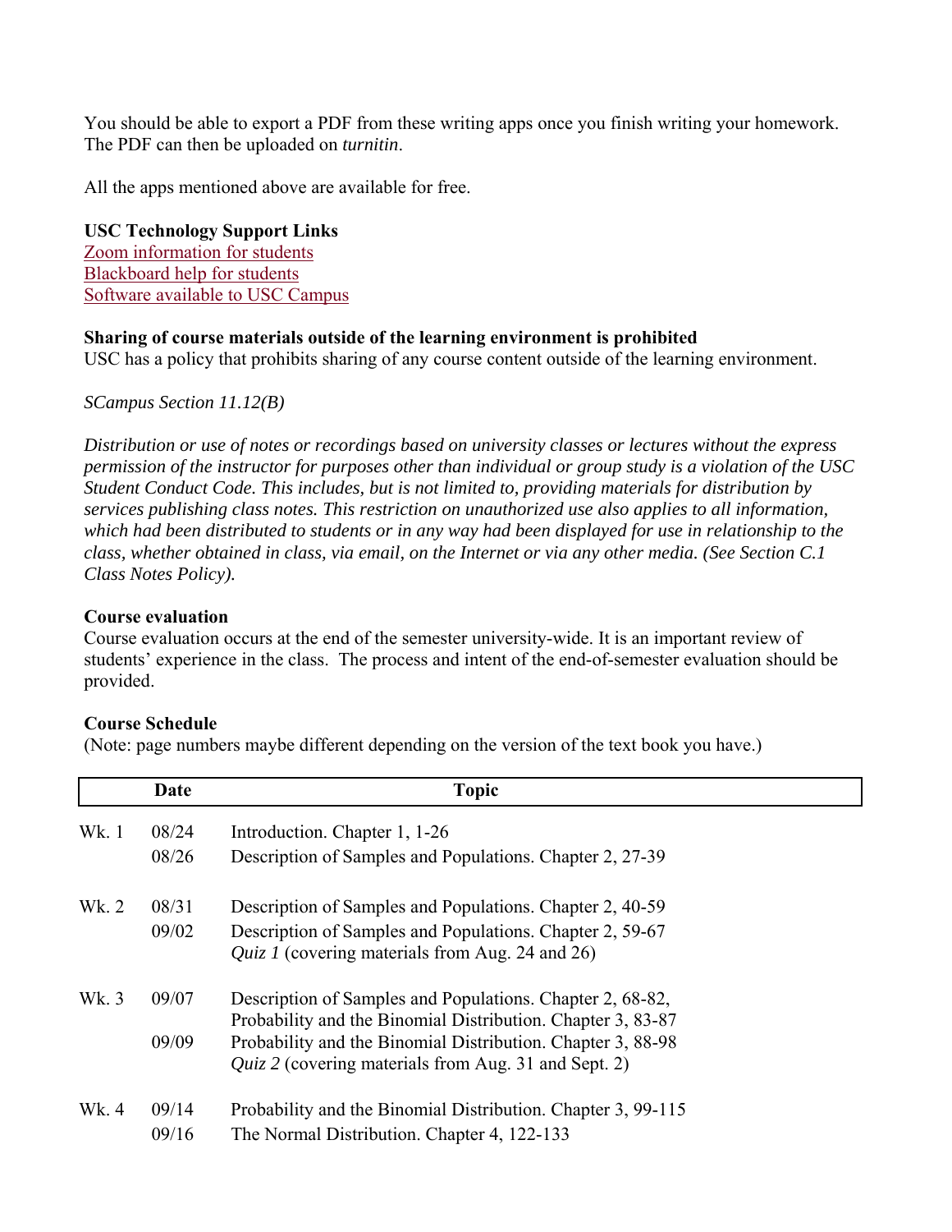You should be able to export a PDF from these writing apps once you finish writing your homework. The PDF can then be uploaded on *turnitin*.

All the apps mentioned above are available for free.

**USC Technology Support Links**
Zoom information for students
Blackboard help for students
Software available to USC Campus

**Sharing of course materials outside of the learning environment is prohibited**
USC has a policy that prohibits sharing of any course content outside of the learning environment.

*SCampus Section 11.12(B)*

*Distribution or use of notes or recordings based on university classes or lectures without the express permission of the instructor for purposes other than individual or group study is a violation of the USC Student Conduct Code. This includes, but is not limited to, providing materials for distribution by services publishing class notes. This restriction on unauthorized use also applies to all information, which had been distributed to students or in any way had been displayed for use in relationship to the class, whether obtained in class, via email, on the Internet or via any other media. (See Section C.1 Class Notes Policy).*

**Course evaluation**
Course evaluation occurs at the end of the semester university-wide. It is an important review of students' experience in the class. The process and intent of the end-of-semester evaluation should be provided.

**Course Schedule**
(Note: page numbers maybe different depending on the version of the text book you have.)

| | Date | Topic |
|---|---|---|
| Wk. 1 | 08/24 | Introduction. Chapter 1, 1-26 |
| | 08/26 | Description of Samples and Populations. Chapter 2, 27-39 |
| Wk. 2 | 08/31 | Description of Samples and Populations. Chapter 2, 40-59 |
| | 09/02 | Description of Samples and Populations. Chapter 2, 59-67<br>*Quiz 1* (covering materials from Aug. 24 and 26) |
| Wk. 3 | 09/07 | Description of Samples and Populations. Chapter 2, 68-82,<br>Probability and the Binomial Distribution. Chapter 3, 83-87 |
| | 09/09 | Probability and the Binomial Distribution. Chapter 3, 88-98<br>*Quiz 2* (covering materials from Aug. 31 and Sept. 2) |
| Wk. 4 | 09/14 | Probability and the Binomial Distribution. Chapter 3, 99-115 |
| | 09/16 | The Normal Distribution. Chapter 4, 122-133 |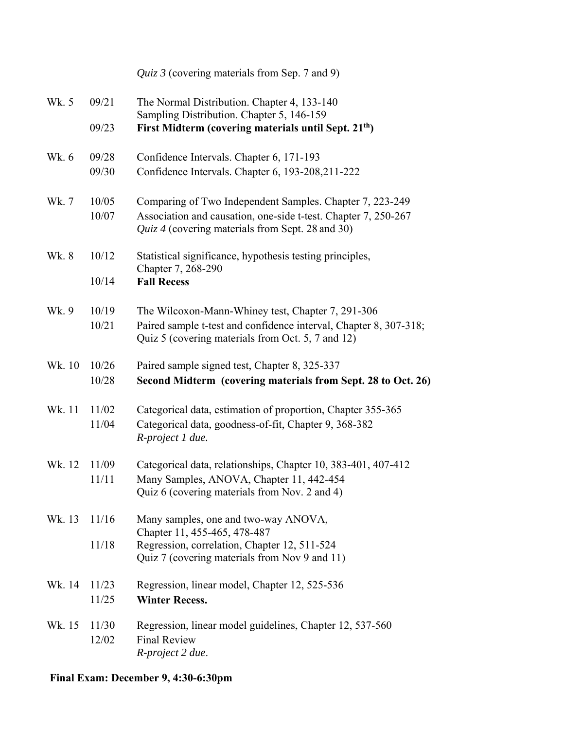| | | |
|---|---|---|
| | | *Quiz 3* (covering materials from Sep. 7 and 9) |
| Wk. 5 | 09/21 | The Normal Distribution. Chapter 4, 133-140<br>Sampling Distribution. Chapter 5, 146-159 |
| | 09/23 | **First Midterm (covering materials until Sept. 21th)** |
| Wk. 6 | 09/28 | Confidence Intervals. Chapter 6, 171-193 |
| | 09/30 | Confidence Intervals. Chapter 6, 193-208,211-222 |
| Wk. 7 | 10/05 | Comparing of Two Independent Samples. Chapter 7, 223-249 |
| | 10/07 | Association and causation, one-side t-test. Chapter 7, 250-267<br>*Quiz 4* (covering materials from Sept. 28 and 30) |
| Wk. 8 | 10/12 | Statistical significance, hypothesis testing principles,<br>Chapter 7, 268-290 |
| | 10/14 | **Fall Recess** |
| Wk. 9 | 10/19 | The Wilcoxon-Mann-Whiney test, Chapter 7, 291-306 |
| | 10/21 | Paired sample t-test and confidence interval, Chapter 8, 307-318;<br>Quiz 5 (covering materials from Oct. 5, 7 and 12) |
| Wk. 10 | 10/26 | Paired sample signed test, Chapter 8, 325-337 |
| | 10/28 | **Second Midterm (covering materials from Sept. 28 to Oct. 26)** |
| Wk. 11 | 11/02 | Categorical data, estimation of proportion, Chapter 355-365 |
| | 11/04 | Categorical data, goodness-of-fit, Chapter 9, 368-382<br>*R-project 1 due.* |
| Wk. 12 | 11/09 | Categorical data, relationships, Chapter 10, 383-401, 407-412 |
| | 11/11 | Many Samples, ANOVA, Chapter 11, 442-454<br>Quiz 6 (covering materials from Nov. 2 and 4) |
| Wk. 13 | 11/16 | Many samples, one and two-way ANOVA,<br>Chapter 11, 455-465, 478-487 |
| | 11/18 | Regression, correlation, Chapter 12, 511-524<br>Quiz 7 (covering materials from Nov 9 and 11) |
| Wk. 14 | 11/23 | Regression, linear model, Chapter 12, 525-536 |
| | 11/25 | **Winter Recess.** |
| Wk. 15 | 11/30 | Regression, linear model guidelines, Chapter 12, 537-560 |
| | 12/02 | Final Review<br>*R-project 2 due*. |

**Final Exam: December 9, 4:30-6:30pm**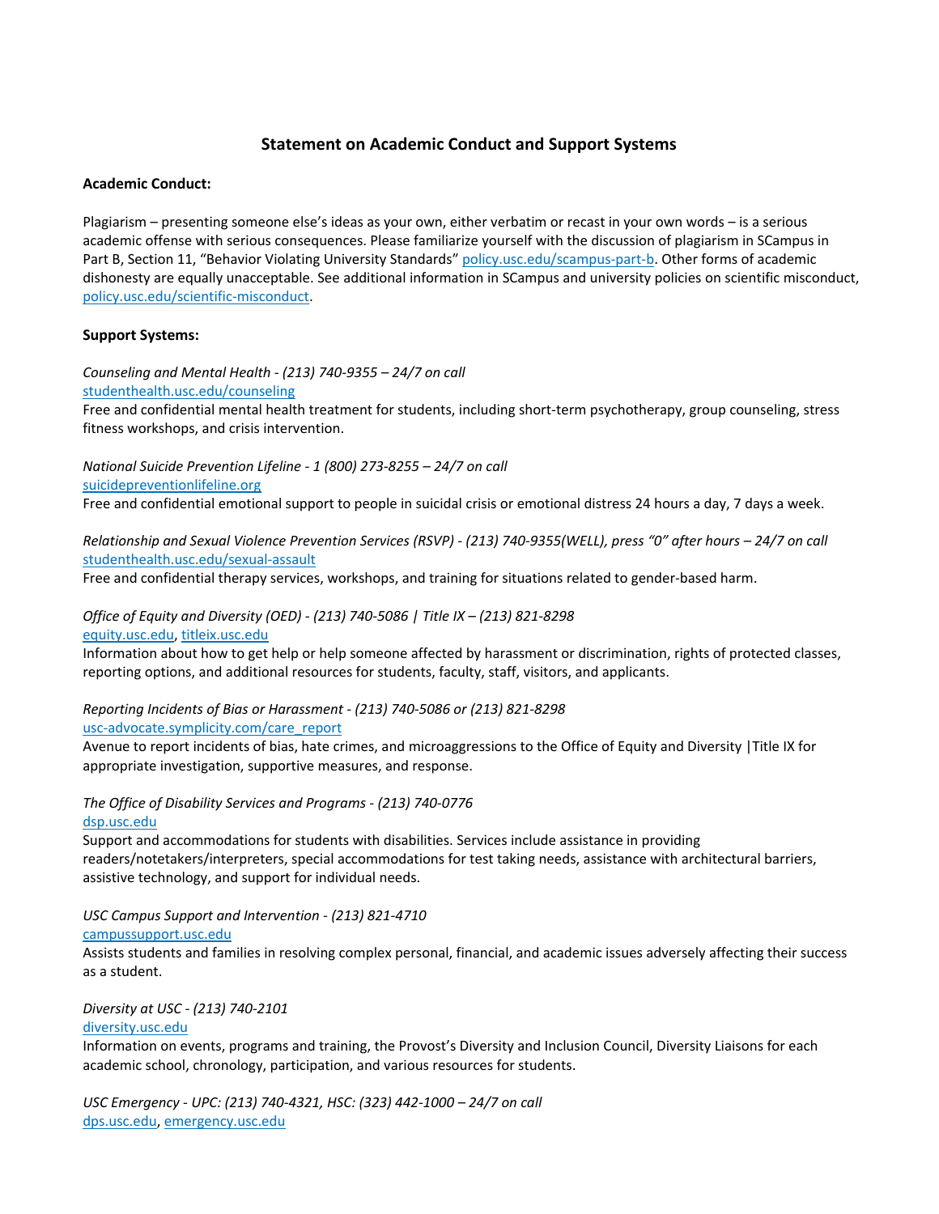## Statement on Academic Conduct and Support Systems

**Academic Conduct:**

Plagiarism – presenting someone else's ideas as your own, either verbatim or recast in your own words – is a serious academic offense with serious consequences. Please familiarize yourself with the discussion of plagiarism in SCampus in Part B, Section 11, "Behavior Violating University Standards" policy.usc.edu/scampus-part-b. Other forms of academic dishonesty are equally unacceptable. See additional information in SCampus and university policies on scientific misconduct, policy.usc.edu/scientific-misconduct.

**Support Systems:**

*Counseling and Mental Health - (213) 740-9355 – 24/7 on call*
studenthealth.usc.edu/counseling
Free and confidential mental health treatment for students, including short-term psychotherapy, group counseling, stress fitness workshops, and crisis intervention.

*National Suicide Prevention Lifeline - 1 (800) 273-8255 – 24/7 on call*
suicidepreventionlifeline.org
Free and confidential emotional support to people in suicidal crisis or emotional distress 24 hours a day, 7 days a week.

*Relationship and Sexual Violence Prevention Services (RSVP) - (213) 740-9355(WELL), press "0" after hours – 24/7 on call*
studenthealth.usc.edu/sexual-assault
Free and confidential therapy services, workshops, and training for situations related to gender-based harm.

*Office of Equity and Diversity (OED) - (213) 740-5086 | Title IX – (213) 821-8298*
equity.usc.edu, titleix.usc.edu
Information about how to get help or help someone affected by harassment or discrimination, rights of protected classes, reporting options, and additional resources for students, faculty, staff, visitors, and applicants.

*Reporting Incidents of Bias or Harassment - (213) 740-5086 or (213) 821-8298*
usc-advocate.symplicity.com/care_report
Avenue to report incidents of bias, hate crimes, and microaggressions to the Office of Equity and Diversity |Title IX for appropriate investigation, supportive measures, and response.

*The Office of Disability Services and Programs - (213) 740-0776*
dsp.usc.edu
Support and accommodations for students with disabilities. Services include assistance in providing readers/notetakers/interpreters, special accommodations for test taking needs, assistance with architectural barriers, assistive technology, and support for individual needs.

*USC Campus Support and Intervention - (213) 821-4710*
campussupport.usc.edu
Assists students and families in resolving complex personal, financial, and academic issues adversely affecting their success as a student.

*Diversity at USC - (213) 740-2101*
diversity.usc.edu
Information on events, programs and training, the Provost's Diversity and Inclusion Council, Diversity Liaisons for each academic school, chronology, participation, and various resources for students.

*USC Emergency - UPC: (213) 740-4321, HSC: (323) 442-1000 – 24/7 on call*
dps.usc.edu, emergency.usc.edu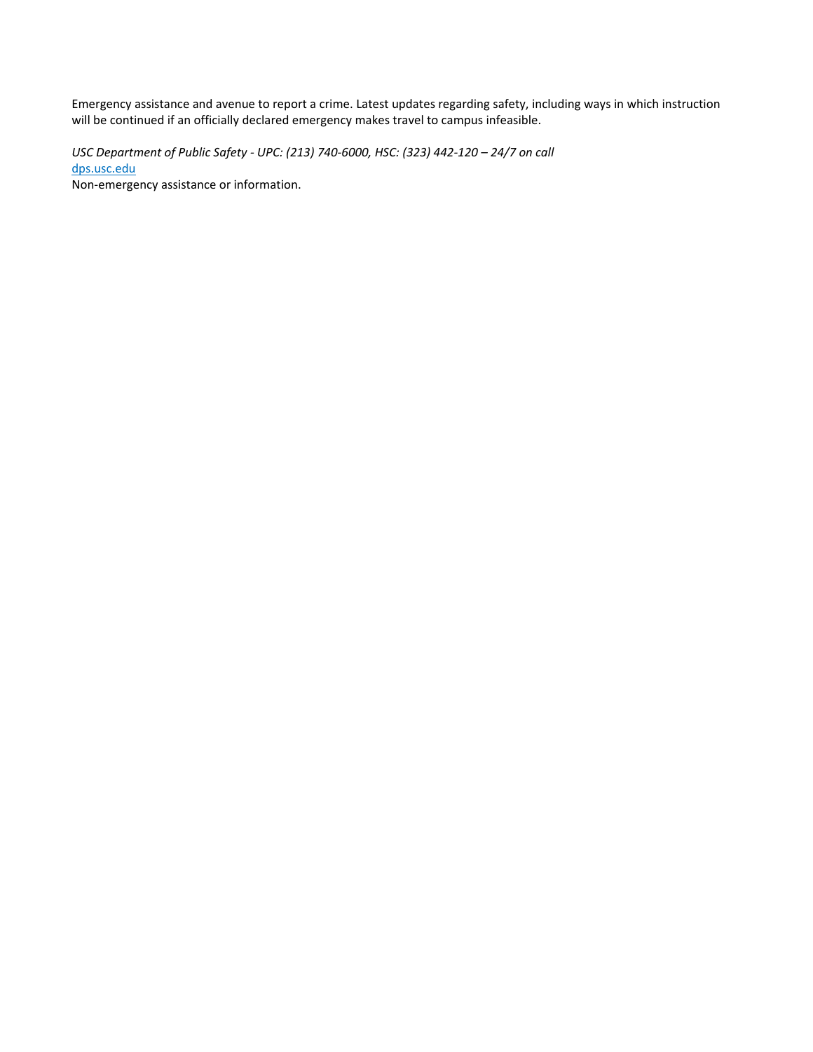Emergency assistance and avenue to report a crime. Latest updates regarding safety, including ways in which instruction will be continued if an officially declared emergency makes travel to campus infeasible.

*USC Department of Public Safety - UPC: (213) 740-6000, HSC: (323) 442-120 – 24/7 on call*
[dps.usc.edu](dps.usc.edu)
Non-emergency assistance or information.